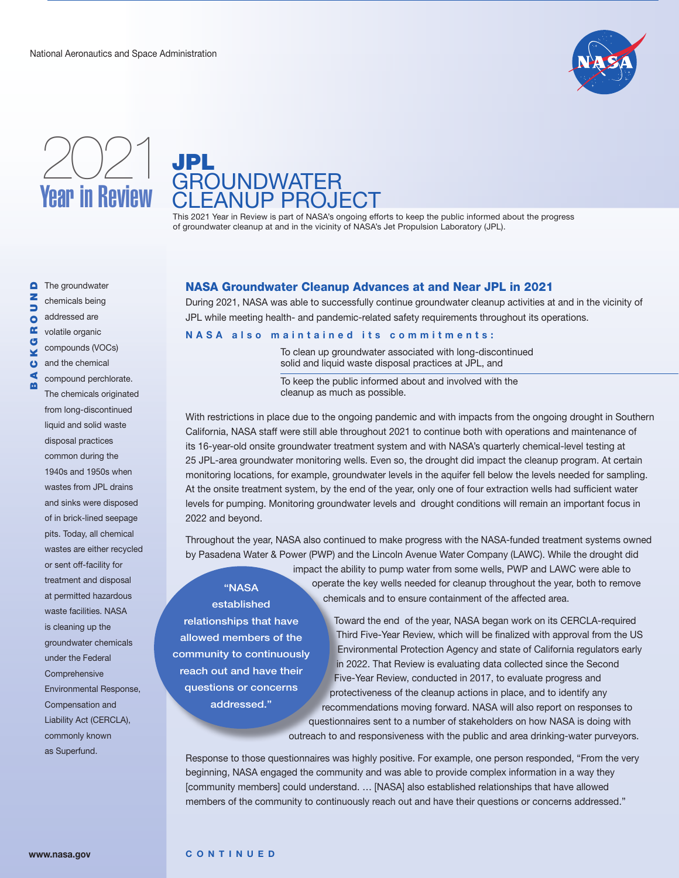National Aeronautics and Space Administration

# 2021 Year in Review

# JPL GROUNDWATER CLEANUP PROJECT

This 2021 Year in Review is part of NASA's ongoing efforts to keep the public informed about the progress of groundwater cleanup at and in the vicinity of NASA's Jet Propulsion Laboratory (JPL).

**BACKGROUND**

The groundwater chemicals being addressed are volatile organic compounds (VOCs) and the chemical compound perchlorate. The chemicals originated from long-discontinued liquid and solid waste disposal practices common during the 1940s and 1950s when wastes from JPL drains and sinks were disposed of in brick-lined seepage pits. Today, all chemical wastes are either recycled or sent off-facility for treatment and disposal at permitted hazardous waste facilities. NASA is cleaning up the groundwater chemicals under the Federal Comprehensive Environmental Response, Compensation and Liability Act (CERCLA), commonly known as Superfund.

## NASA Groundwater Cleanup Advances at and Near JPL in 2021

During 2021, NASA was able to successfully continue groundwater cleanup activities at and in the vicinity of JPL while meeting health- and pandemic-related safety requirements throughout its operations.

**NASA also maintained its commitments:**

- To clean up groundwater associated with long-discontinued solid and liquid waste disposal practices at JPL, and
- To keep the public informed about and involved with the cleanup as much as possible.

With restrictions in place due to the ongoing pandemic and with impacts from the ongoing drought in Southern California, NASA staff were still able throughout 2021 to continue both with operations and maintenance of its 16-year-old onsite groundwater treatment system and with NASA's quarterly chemical-level testing at 25 JPL-area groundwater monitoring wells. Even so, the drought did impact the cleanup program. At certain monitoring locations, for example, groundwater levels in the aquifer fell below the levels needed for sampling. At the onsite treatment system, by the end of the year, only one of four extraction wells had sufficient water levels for pumping. Monitoring groundwater levels and drought conditions will remain an important focus in 2022 and beyond.

Throughout the year, NASA also continued to make progress with the NASA-funded treatment systems owned by Pasadena Water & Power (PWP) and the Lincoln Avenue Water Company (LAWC). While the drought did impact the ability to pump water from some wells, PWP and LAWC were able to operate the key wells needed for cleanup throughout the year, both to remove chemicals and to ensure containment of the affected area.

> "NASA established relationships that have allowed members of the community to continuously reach out and have their questions or concerns addressed."

Toward the end of the year, NASA began work on its CERCLA-required Third Five-Year Review, which will be finalized with approval from the US Environmental Protection Agency and state of California regulators early in 2022. That Review is evaluating data collected since the Second Five-Year Review, conducted in 2017, to evaluate progress and protectiveness of the cleanup actions in place, and to identify any recommendations moving forward. NASA will also report on responses to questionnaires sent to a number of stakeholders on how NASA is doing with outreach to and responsiveness with the public and area drinking-water purveyors.

Response to those questionnaires was highly positive. For example, one person responded, "From the very beginning, NASA engaged the community and was able to provide complex information in a way they [community members] could understand. … [NASA] also established relationships that have allowed members of the community to continuously reach out and have their questions or concerns addressed."

www.nasa.gov

CONTINUED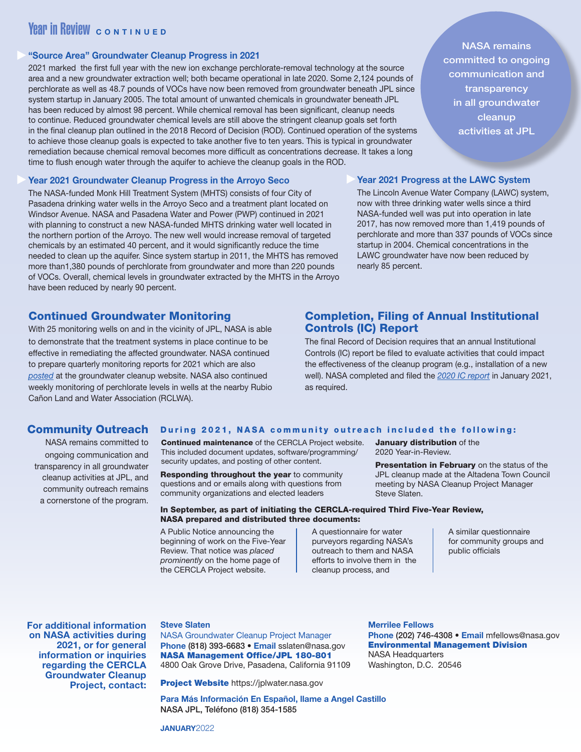## Year in Review CONTINUED

### "Source Area" Groundwater Cleanup Progress in 2021

2021 marked the first full year with the new ion exchange perchlorate-removal technology at the source area and a new groundwater extraction well; both became operational in late 2020. Some 2,124 pounds of perchlorate as well as 48.7 pounds of VOCs have now been removed from groundwater beneath JPL since system startup in January 2005. The total amount of unwanted chemicals in groundwater beneath JPL has been reduced by almost 98 percent. While chemical removal has been significant, cleanup needs to continue. Reduced groundwater chemical levels are still above the stringent cleanup goals set forth in the final cleanup plan outlined in the 2018 Record of Decision (ROD). Continued operation of the systems to achieve those cleanup goals is expected to take another five to ten years. This is typical in groundwater remediation because chemical removal becomes more difficult as concentrations decrease. It takes a long time to flush enough water through the aquifer to achieve the cleanup goals in the ROD.

NASA remains committed to ongoing communication and transparency in all groundwater cleanup activities at JPL

### Year 2021 Groundwater Cleanup Progress in the Arroyo Seco

The NASA-funded Monk Hill Treatment System (MHTS) consists of four City of Pasadena drinking water wells in the Arroyo Seco and a treatment plant located on Windsor Avenue. NASA and Pasadena Water and Power (PWP) continued in 2021 with planning to construct a new NASA-funded MHTS drinking water well located in the northern portion of the Arroyo. The new well would increase removal of targeted chemicals by an estimated 40 percent, and it would significantly reduce the time needed to clean up the aquifer. Since system startup in 2011, the MHTS has removed more than1,380 pounds of perchlorate from groundwater and more than 220 pounds of VOCs. Overall, chemical levels in groundwater extracted by the MHTS in the Arroyo have been reduced by nearly 90 percent.

### Year 2021 Progress at the LAWC System

The Lincoln Avenue Water Company (LAWC) system, now with three drinking water wells since a third NASA-funded well was put into operation in late 2017, has now removed more than 1,419 pounds of perchlorate and more than 337 pounds of VOCs since startup in 2004. Chemical concentrations in the LAWC groundwater have now been reduced by nearly 85 percent.

## Continued Groundwater Monitoring

With 25 monitoring wells on and in the vicinity of JPL, NASA is able to demonstrate that the treatment systems in place continue to be effective in remediating the affected groundwater. NASA continued to prepare quarterly monitoring reports for 2021 which are also *posted* at the groundwater cleanup website. NASA also continued weekly monitoring of perchlorate levels in wells at the nearby Rubio Cañon Land and Water Association (RCLWA).

## Completion, Filing of Annual Institutional Controls (IC) Report

The final Record of Decision requires that an annual Institutional Controls (IC) report be filed to evaluate activities that could impact the effectiveness of the cleanup program (e.g., installation of a new well). NASA completed and filed the *2020 IC report* in January 2021, as required.

## Community Outreach

NASA remains committed to ongoing communication and transparency in all groundwater cleanup activities at JPL, and community outreach remains a cornerstone of the program.

**During 2021, NASA community outreach included the following:**

**Continued maintenance** of the CERCLA Project website. This included document updates, software/programming/security updates, and posting of other content.

**Responding throughout the year** to community questions and or emails along with questions from community organizations and elected leaders

**January distribution** of the 2020 Year-in-Review.

**Presentation in February** on the status of the JPL cleanup made at the Altadena Town Council meeting by NASA Cleanup Project Manager Steve Slaten.

**In September, as part of initiating the CERCLA-required Third Five-Year Review, NASA prepared and distributed three documents:**

- A Public Notice announcing the beginning of work on the Five-Year Review. That notice was *placed prominently* on the home page of the CERCLA Project website.
- A questionnaire for water purveyors regarding NASA's outreach to them and NASA efforts to involve them in the cleanup process, and
- A similar questionnaire for community groups and public officials

**For additional information on NASA activities during 2021, or for general information or inquiries regarding the CERCLA Groundwater Cleanup Project, contact:**

**Steve Slaten**
NASA Groundwater Cleanup Project Manager
**Phone** (818) 393-6683 • **Email** sslaten@nasa.gov
**NASA Management Office/JPL 180-801**
4800 Oak Grove Drive, Pasadena, California 91109

**Merrilee Fellows**
**Phone** (202) 746-4308 • **Email** mfellows@nasa.gov
**Environmental Management Division**
NASA Headquarters
Washington, D.C. 20546

**Project Website** https://jplwater.nasa.gov

**Para Más Información En Español, llame a Angel Castillo**
NASA JPL, Teléfono (818) 354-1585

**JANUARY**2022